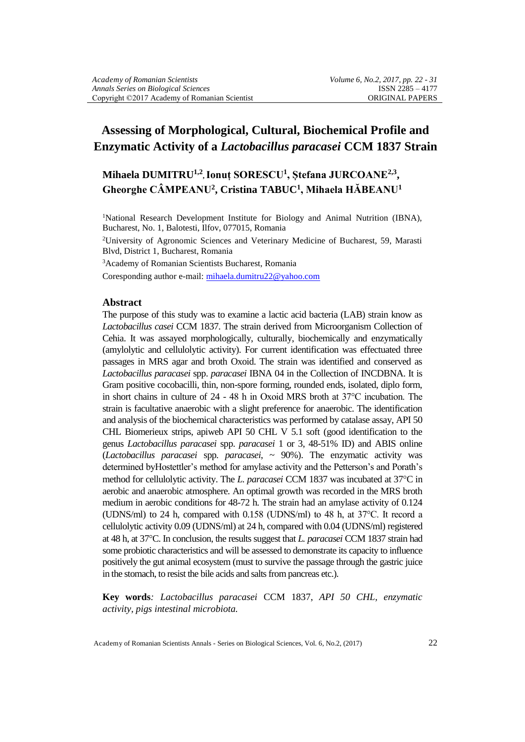# Assessing of Morphological, Cultural, Biochemical Profile and Enzymatic Activity of a *Lactobacillus paracasei* CCM 1837 Strain

**Mihaela DUMITRU[1,2], Ionuț SORESCU[1], Ștefana JURCOANE[2,3], Gheorghe CÂMPEANU[2], Cristina TABUC[1], Mihaela HĂBEANU[1]**

[1]National Research Development Institute for Biology and Animal Nutrition (IBNA), Bucharest, No. 1, Balotesti, Ilfov, 077015, Romania

[2]University of Agronomic Sciences and Veterinary Medicine of Bucharest, 59, Marasti Blvd, District 1, Bucharest, Romania

[3]Academy of Romanian Scientists Bucharest, Romania

Coresponding author e-mail: mihaela.dumitru22@yahoo.com

## Abstract

The purpose of this study was to examine a lactic acid bacteria (LAB) strain know as *Lactobacillus casei* CCM 1837. The strain derived from Microorganism Collection of Cehia. It was assayed morphologically, culturally, biochemically and enzymatically (amylolytic and cellulolytic activity). For current identification was effectuated three passages in MRS agar and broth Oxoid. The strain was identified and conserved as *Lactobacillus paracasei* spp. *paracasei* IBNA 04 in the Collection of INCDBNA. It is Gram positive cocobacilli, thin, non-spore forming, rounded ends, isolated, diplo form, in short chains in culture of 24 - 48 h in Oxoid MRS broth at 37°C incubation. The strain is facultative anaerobic with a slight preference for anaerobic. The identification and analysis of the biochemical characteristics was performed by catalase assay, API 50 CHL Biomerieux strips, apiweb API 50 CHL V 5.1 soft (good identification to the genus *Lactobacillus paracasei* spp. *paracasei* 1 or 3, 48-51% ID) and ABIS online (*Lactobacillus paracasei* spp. *paracasei*, ~ 90%). The enzymatic activity was determined byHostettler's method for amylase activity and the Petterson's and Porath's method for cellulolytic activity. The *L. paracasei* CCM 1837 was incubated at 37°C in aerobic and anaerobic atmosphere. An optimal growth was recorded in the MRS broth medium in aerobic conditions for 48-72 h. The strain had an amylase activity of 0.124 (UDNS/ml) to 24 h, compared with 0.158 (UDNS/ml) to 48 h, at 37°C. It record a cellulolytic activity 0.09 (UDNS/ml) at 24 h, compared with 0.04 (UDNS/ml) registered at 48 h, at 37°C. In conclusion, the results suggest that *L. paracasei* CCM 1837 strain had some probiotic characteristics and will be assessed to demonstrate its capacity to influence positively the gut animal ecosystem (must to survive the passage through the gastric juice in the stomach, to resist the bile acids and salts from pancreas etc.).

**Key words***: Lactobacillus paracasei* CCM 1837, *API 50 CHL, enzymatic activity, pigs intestinal microbiota.*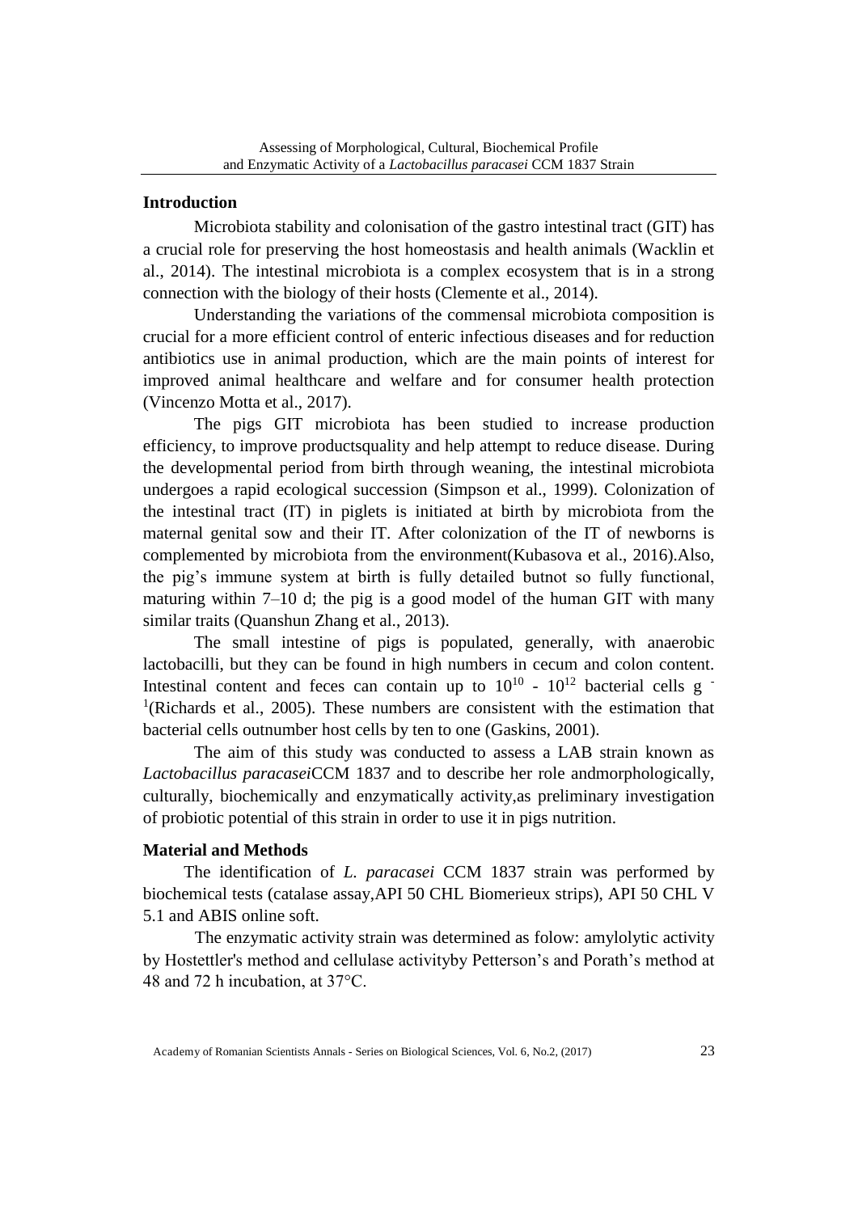## Introduction

Microbiota stability and colonisation of the gastro intestinal tract (GIT) has a crucial role for preserving the host homeostasis and health animals (Wacklin et al., 2014). The intestinal microbiota is a complex ecosystem that is in a strong connection with the biology of their hosts (Clemente et al., 2014).

Understanding the variations of the commensal microbiota composition is crucial for a more efficient control of enteric infectious diseases and for reduction antibiotics use in animal production, which are the main points of interest for improved animal healthcare and welfare and for consumer health protection (Vincenzo Motta et al., 2017).

The pigs GIT microbiota has been studied to increase production efficiency, to improve productsquality and help attempt to reduce disease. During the developmental period from birth through weaning, the intestinal microbiota undergoes a rapid ecological succession (Simpson et al., 1999). Colonization of the intestinal tract (IT) in piglets is initiated at birth by microbiota from the maternal genital sow and their IT. After colonization of the IT of newborns is complemented by microbiota from the environment(Kubasova et al., 2016).Also, the pig's immune system at birth is fully detailed butnot so fully functional, maturing within 7–10 d; the pig is a good model of the human GIT with many similar traits (Quanshun Zhang et al., 2013).

The small intestine of pigs is populated, generally, with anaerobic lactobacilli, but they can be found in high numbers in cecum and colon content. Intestinal content and feces can contain up to $10^{10}$ - $10^{12}$ bacterial cells $g^{-1}$(Richards et al., 2005). These numbers are consistent with the estimation that bacterial cells outnumber host cells by ten to one (Gaskins, 2001).

The aim of this study was conducted to assess a LAB strain known as *Lactobacillus paracasei*CCM 1837 and to describe her role andmorphologically, culturally, biochemically and enzymatically activity,as preliminary investigation of probiotic potential of this strain in order to use it in pigs nutrition.

## Material and Methods

The identification of *L. paracasei* CCM 1837 strain was performed by biochemical tests (catalase assay,API 50 CHL Biomerieux strips), API 50 CHL V 5.1 and ABIS online soft.

The enzymatic activity strain was determined as folow: amylolytic activity by Hostettler's method and cellulase activityby Petterson's and Porath's method at 48 and 72 h incubation, at 37°C.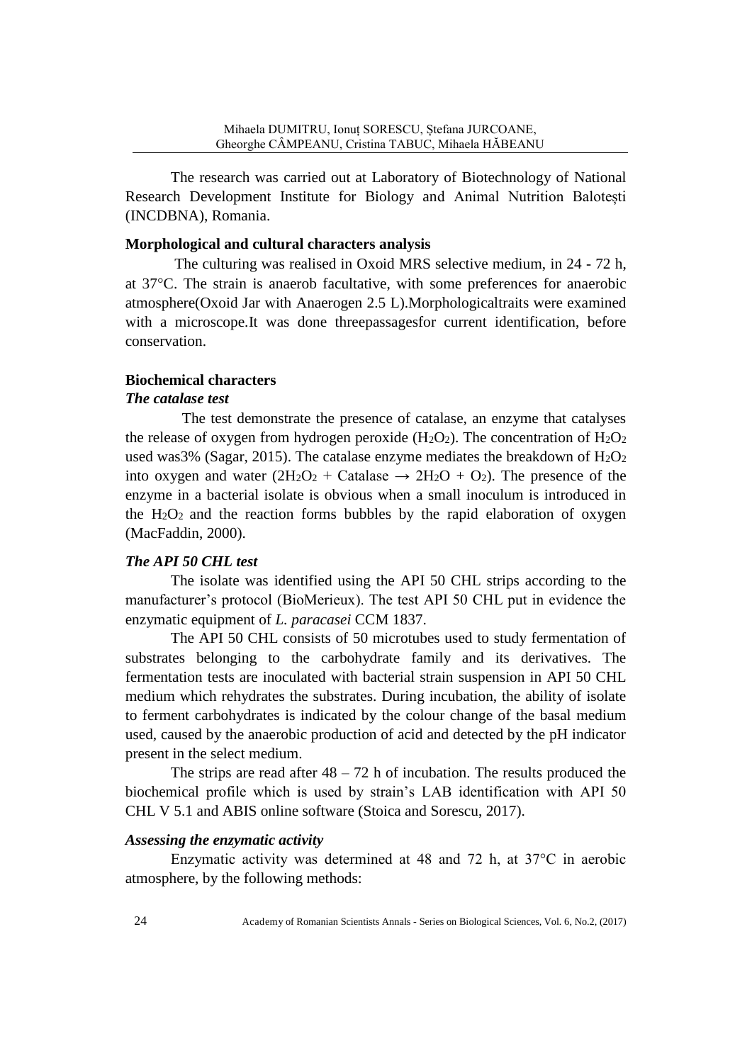The research was carried out at Laboratory of Biotechnology of National Research Development Institute for Biology and Animal Nutrition Balotești (INCDBNA), Romania.

**Morphological and cultural characters analysis**

The culturing was realised in Oxoid MRS selective medium, in 24 - 72 h, at 37°C. The strain is anaerob facultative, with some preferences for anaerobic atmosphere(Oxoid Jar with Anaerogen 2.5 L).Morphologicaltraits were examined with a microscope.It was done threepassagesfor current identification, before conservation.

**Biochemical characters**

***The catalase test***

The test demonstrate the presence of catalase, an enzyme that catalyses the release of oxygen from hydrogen peroxide ($H_2O_2$). The concentration of $H_2O_2$ used was3% (Sagar, 2015). The catalase enzyme mediates the breakdown of $H_2O_2$ into oxygen and water ($2H_2O_2$ + Catalase $\rightarrow$ $2H_2O + O_2$). The presence of the enzyme in a bacterial isolate is obvious when a small inoculum is introduced in the $H_2O_2$ and the reaction forms bubbles by the rapid elaboration of oxygen (MacFaddin, 2000).

***The API 50 CHL test***

The isolate was identified using the API 50 CHL strips according to the manufacturer's protocol (BioMerieux). The test API 50 CHL put in evidence the enzymatic equipment of *L. paracasei* CCM 1837.

The API 50 CHL consists of 50 microtubes used to study fermentation of substrates belonging to the carbohydrate family and its derivatives. The fermentation tests are inoculated with bacterial strain suspension in API 50 CHL medium which rehydrates the substrates. During incubation, the ability of isolate to ferment carbohydrates is indicated by the colour change of the basal medium used, caused by the anaerobic production of acid and detected by the pH indicator present in the select medium.

The strips are read after 48 – 72 h of incubation. The results produced the biochemical profile which is used by strain's LAB identification with API 50 CHL V 5.1 and ABIS online software (Stoica and Sorescu, 2017).

***Assessing the enzymatic activity***

Enzymatic activity was determined at 48 and 72 h, at 37°C in aerobic atmosphere, by the following methods: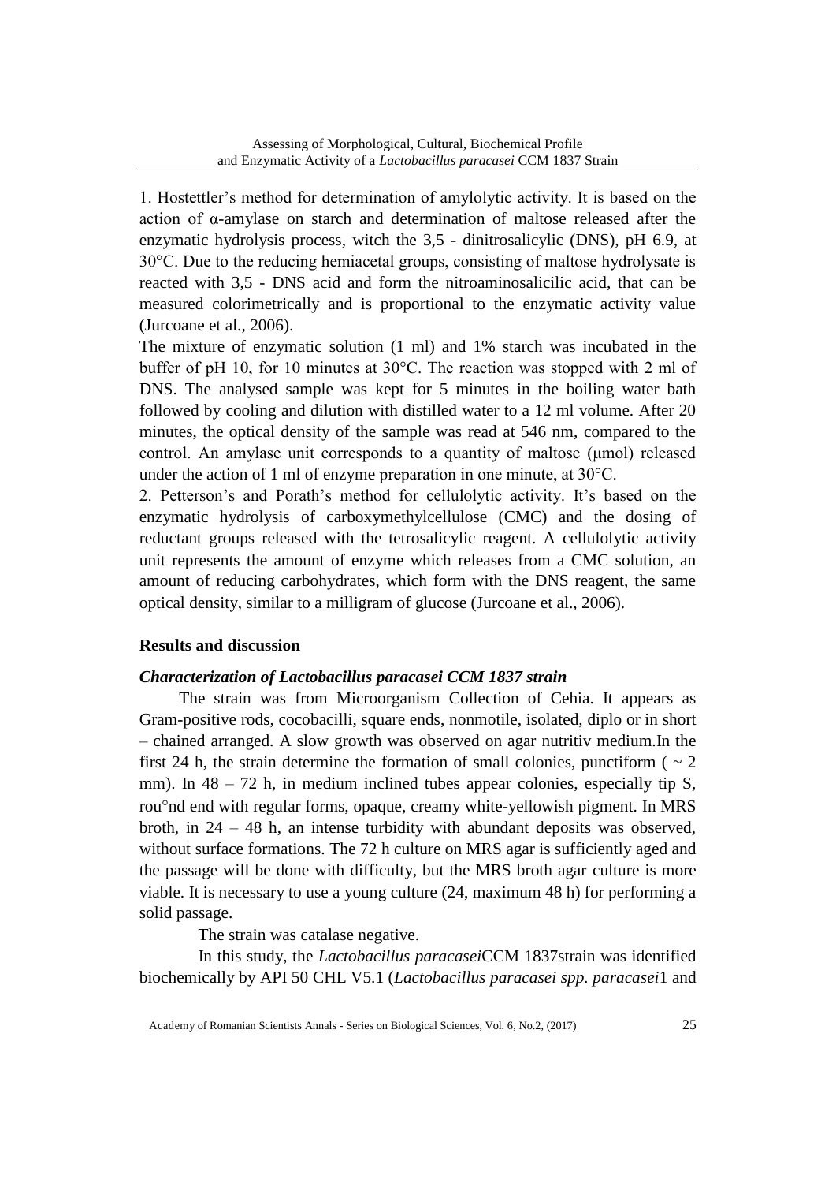1. Hostettler's method for determination of amylolytic activity. It is based on the action of α-amylase on starch and determination of maltose released after the enzymatic hydrolysis process, witch the 3,5 - dinitrosalicylic (DNS), pH 6.9, at 30°C. Due to the reducing hemiacetal groups, consisting of maltose hydrolysate is reacted with 3,5 - DNS acid and form the nitroaminosalicilic acid, that can be measured colorimetrically and is proportional to the enzymatic activity value (Jurcoane et al., 2006).

The mixture of enzymatic solution (1 ml) and 1% starch was incubated in the buffer of pH 10, for 10 minutes at 30°C. The reaction was stopped with 2 ml of DNS. The analysed sample was kept for 5 minutes in the boiling water bath followed by cooling and dilution with distilled water to a 12 ml volume. After 20 minutes, the optical density of the sample was read at 546 nm, compared to the control. An amylase unit corresponds to a quantity of maltose (μmol) released under the action of 1 ml of enzyme preparation in one minute, at 30°C.

2. Petterson's and Porath's method for cellulolytic activity. It's based on the enzymatic hydrolysis of carboxymethylcellulose (CMC) and the dosing of reductant groups released with the tetrosalicylic reagent. A cellulolytic activity unit represents the amount of enzyme which releases from a CMC solution, an amount of reducing carbohydrates, which form with the DNS reagent, the same optical density, similar to a milligram of glucose (Jurcoane et al., 2006).

## Results and discussion

### *Characterization of Lactobacillus paracasei CCM 1837 strain*

The strain was from Microorganism Collection of Cehia. It appears as Gram-positive rods, cocobacilli, square ends, nonmotile, isolated, diplo or in short – chained arranged. A slow growth was observed on agar nutritiv medium.In the first 24 h, the strain determine the formation of small colonies, punctiform ( ~ 2 mm). In 48 – 72 h, in medium inclined tubes appear colonies, especially tip S, rou°nd end with regular forms, opaque, creamy white-yellowish pigment. In MRS broth, in 24 – 48 h, an intense turbidity with abundant deposits was observed, without surface formations. The 72 h culture on MRS agar is sufficiently aged and the passage will be done with difficulty, but the MRS broth agar culture is more viable. It is necessary to use a young culture (24, maximum 48 h) for performing a solid passage.

The strain was catalase negative.

In this study, the *Lactobacillus paracasei*CCM 1837strain was identified biochemically by API 50 CHL V5.1 (*Lactobacillus paracasei spp. paracasei*1 and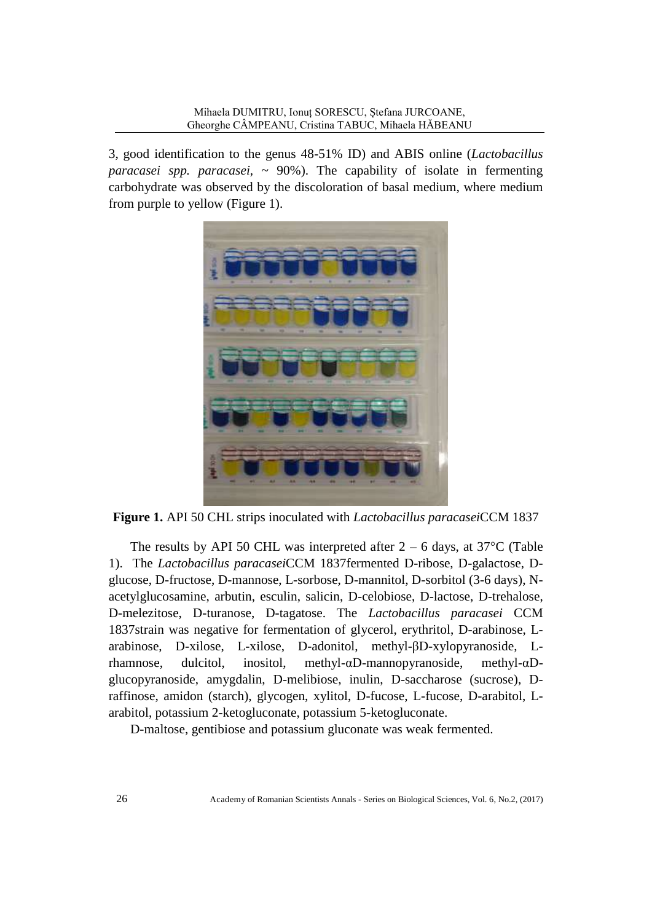3, good identification to the genus 48-51% ID) and ABIS online (*Lactobacillus paracasei spp. paracasei*, ~ 90%). The capability of isolate in fermenting carbohydrate was observed by the discoloration of basal medium, where medium from purple to yellow (Figure 1).

**Figure 1.** API 50 CHL strips inoculated with *Lactobacillus paracasei*CCM 1837

The results by API 50 CHL was interpreted after 2 – 6 days, at 37°C (Table 1). The *Lactobacillus paracasei*CCM 1837fermented D-ribose, D-galactose, D-glucose, D-fructose, D-mannose, L-sorbose, D-mannitol, D-sorbitol (3-6 days), N-acetylglucosamine, arbutin, esculin, salicin, D-celobiose, D-lactose, D-trehalose, D-melezitose, D-turanose, D-tagatose. The *Lactobacillus paracasei* CCM 1837strain was negative for fermentation of glycerol, erythritol, D-arabinose, L-arabinose, D-xilose, L-xilose, D-adonitol, methyl-βD-xylopyranoside, L-rhamnose, dulcitol, inositol, methyl-αD-mannopyranoside, methyl-αD-glucopyranoside, amygdalin, D-melibiose, inulin, D-saccharose (sucrose), D-raffinose, amidon (starch), glycogen, xylitol, D-fucose, L-fucose, D-arabitol, L-arabitol, potassium 2-ketogluconate, potassium 5-ketogluconate.

D-maltose, gentibiose and potassium gluconate was weak fermented.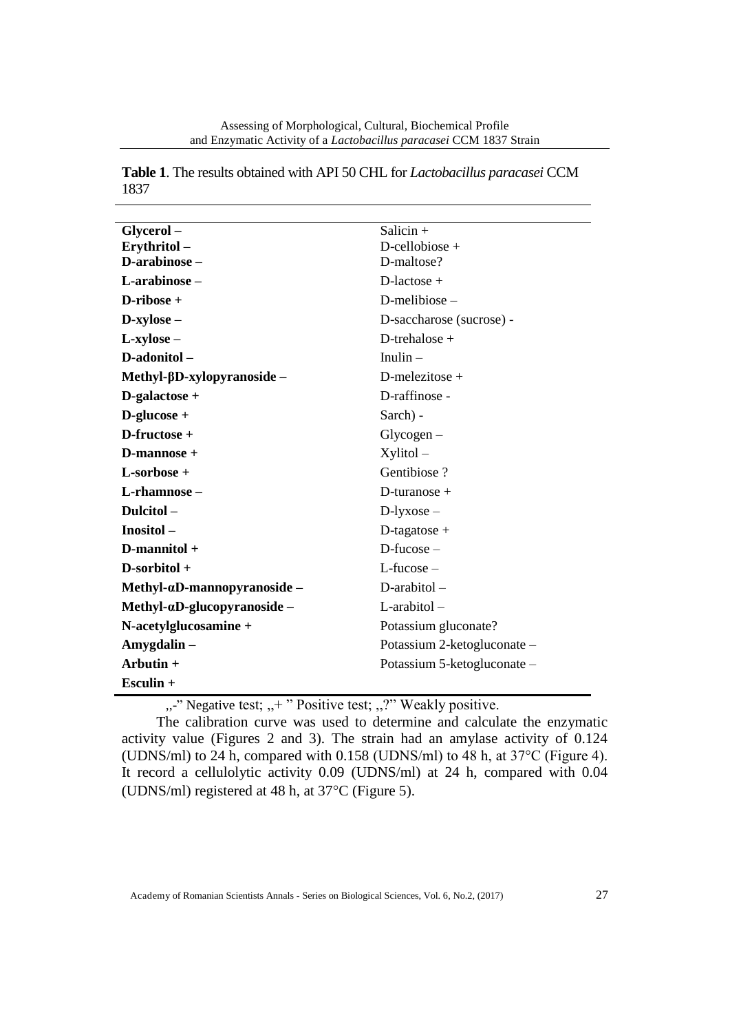**Table 1**. The results obtained with API 50 CHL for *Lactobacillus paracasei* CCM 1837

| | |
|---|---|
| **Glycerol –** | Salicin + |
| **Erythritol –** | D-cellobiose + |
| **D-arabinose –** | D-maltose? |
| **L-arabinose –** | D-lactose + |
| **D-ribose +** | D-melibiose – |
| **D-xylose –** | D-saccharose (sucrose) - |
| **L-xylose –** | D-trehalose + |
| **D-adonitol –** | Inulin – |
| **Methyl-βD-xylopyranoside –** | D-melezitose + |
| **D-galactose +** | D-raffinose - |
| **D-glucose +** | Sarch) - |
| **D-fructose +** | Glycogen – |
| **D-mannose +** | Xylitol – |
| **L-sorbose +** | Gentibiose ? |
| **L-rhamnose –** | D-turanose + |
| **Dulcitol –** | D-lyxose – |
| **Inositol –** | D-tagatose + |
| **D-mannitol +** | D-fucose – |
| **D-sorbitol +** | L-fucose – |
| **Methyl-αD-mannopyranoside –** | D-arabitol – |
| **Methyl-αD-glucopyranoside –** | L-arabitol – |
| **N-acetylglucosamine +** | Potassium gluconate? |
| **Amygdalin –** | Potassium 2-ketogluconate – |
| **Arbutin +** | Potassium 5-ketogluconate – |
| **Esculin +** | |

„-" Negative test; „+ " Positive test; „?" Weakly positive.

The calibration curve was used to determine and calculate the enzymatic activity value (Figures 2 and 3). The strain had an amylase activity of 0.124 (UDNS/ml) to 24 h, compared with 0.158 (UDNS/ml) to 48 h, at 37°C (Figure 4). It record a cellulolytic activity 0.09 (UDNS/ml) at 24 h, compared with 0.04 (UDNS/ml) registered at 48 h, at 37°C (Figure 5).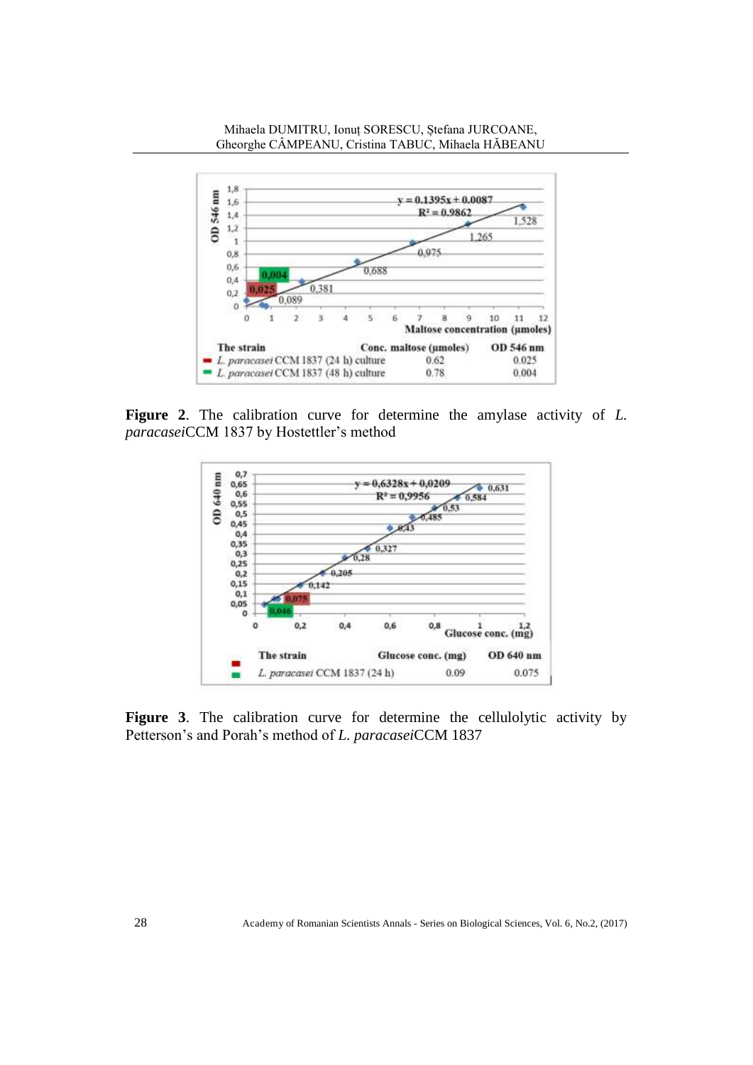| The strain | Conc. maltose (μmoles) | OD 546 nm |
|---|---|---|
| *L. paracasei* CCM 1837 (24 h) culture | 0.62 | 0.025 |
| *L. paracasei* CCM 1837 (48 h) culture | 0.78 | 0.004 |

**Figure 2**. The calibration curve for determine the amylase activity of *L. paracasei*CCM 1837 by Hostettler's method

| The strain | Glucose conc. (mg) | OD 640 nm |
|---|---|---|
| *L. paracasei* CCM 1837 (24 h) | 0.09 | 0.075 |

**Figure 3**. The calibration curve for determine the cellulolytic activity by Petterson's and Porah's method of *L. paracasei*CCM 1837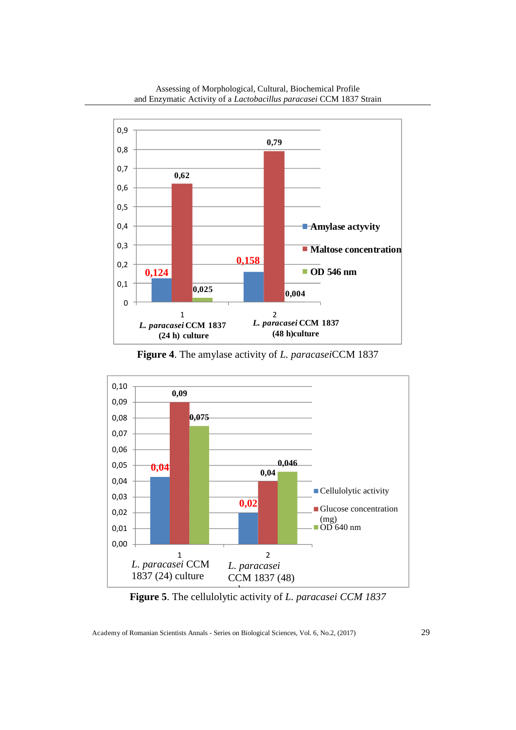| | Amylase actyvity | Maltose concentration | OD 546 nm |
|---|---|---|---|
| 1 *L. paracasei* CCM 1837 (24 h) culture | 0,124 | 0,62 | 0,025 |
| 2 *L. paracasei* CCM 1837 (48 h)culture | 0,158 | 0,79 | 0,004 |

**Figure 4**. The amylase activity of *L. paracasei*CCM 1837

| | Cellulolytic activity | Glucose concentration (mg) | OD 640 nm |
|---|---|---|---|
| 1 *L. paracasei* CCM 1837 (24) culture | 0,04 | 0,09 | 0,075 |
| 2 *L. paracasei* CCM 1837 (48) | 0,02 | 0,04 | 0,046 |

**Figure 5**. The cellulolytic activity of *L. paracasei CCM 1837*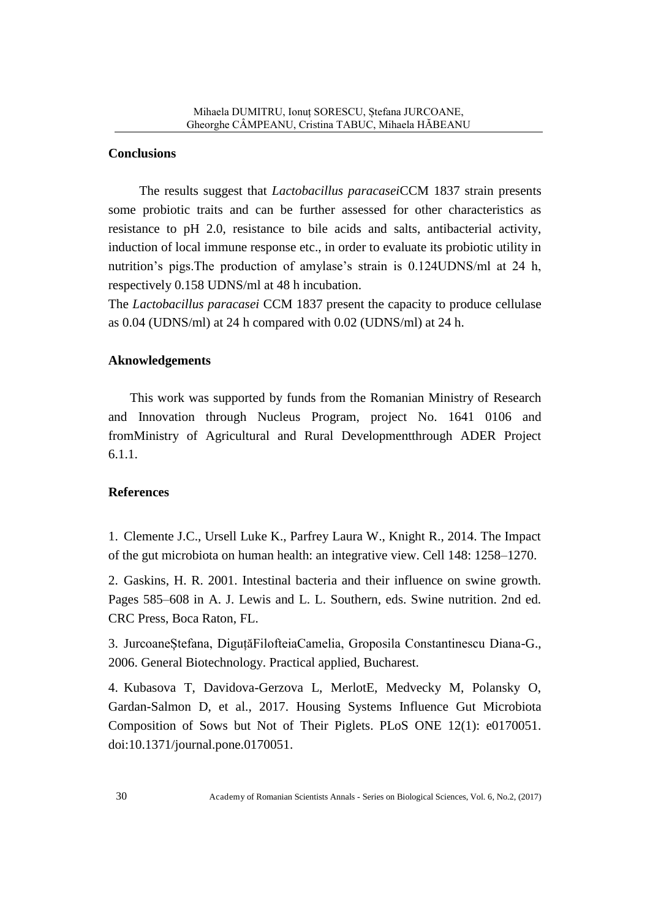## Conclusions

The results suggest that *Lactobacillus paracasei*CCM 1837 strain presents some probiotic traits and can be further assessed for other characteristics as resistance to pH 2.0, resistance to bile acids and salts, antibacterial activity, induction of local immune response etc., in order to evaluate its probiotic utility in nutrition's pigs.The production of amylase's strain is 0.124UDNS/ml at 24 h, respectively 0.158 UDNS/ml at 48 h incubation.

The *Lactobacillus paracasei* CCM 1837 present the capacity to produce cellulase as 0.04 (UDNS/ml) at 24 h compared with 0.02 (UDNS/ml) at 24 h.

## Aknowledgements

This work was supported by funds from the Romanian Ministry of Research and Innovation through Nucleus Program, project No. 1641 0106 and fromMinistry of Agricultural and Rural Developmentthrough ADER Project 6.1.1.

## References

1. Clemente J.C., Ursell Luke K., Parfrey Laura W., Knight R., 2014. The Impact of the gut microbiota on human health: an integrative view. Cell 148: 1258–1270.

2. Gaskins, H. R. 2001. Intestinal bacteria and their influence on swine growth. Pages 585–608 in A. J. Lewis and L. L. Southern, eds. Swine nutrition. 2nd ed. CRC Press, Boca Raton, FL.

3. JurcoaneȘtefana, DiguțăFilofteiaCamelia, Groposila Constantinescu Diana-G., 2006. General Biotechnology. Practical applied, Bucharest.

4. Kubasova T, Davidova-Gerzova L, MerlotE, Medvecky M, Polansky O, Gardan-Salmon D, et al., 2017. Housing Systems Influence Gut Microbiota Composition of Sows but Not of Their Piglets. PLoS ONE 12(1): e0170051. doi:10.1371/journal.pone.0170051.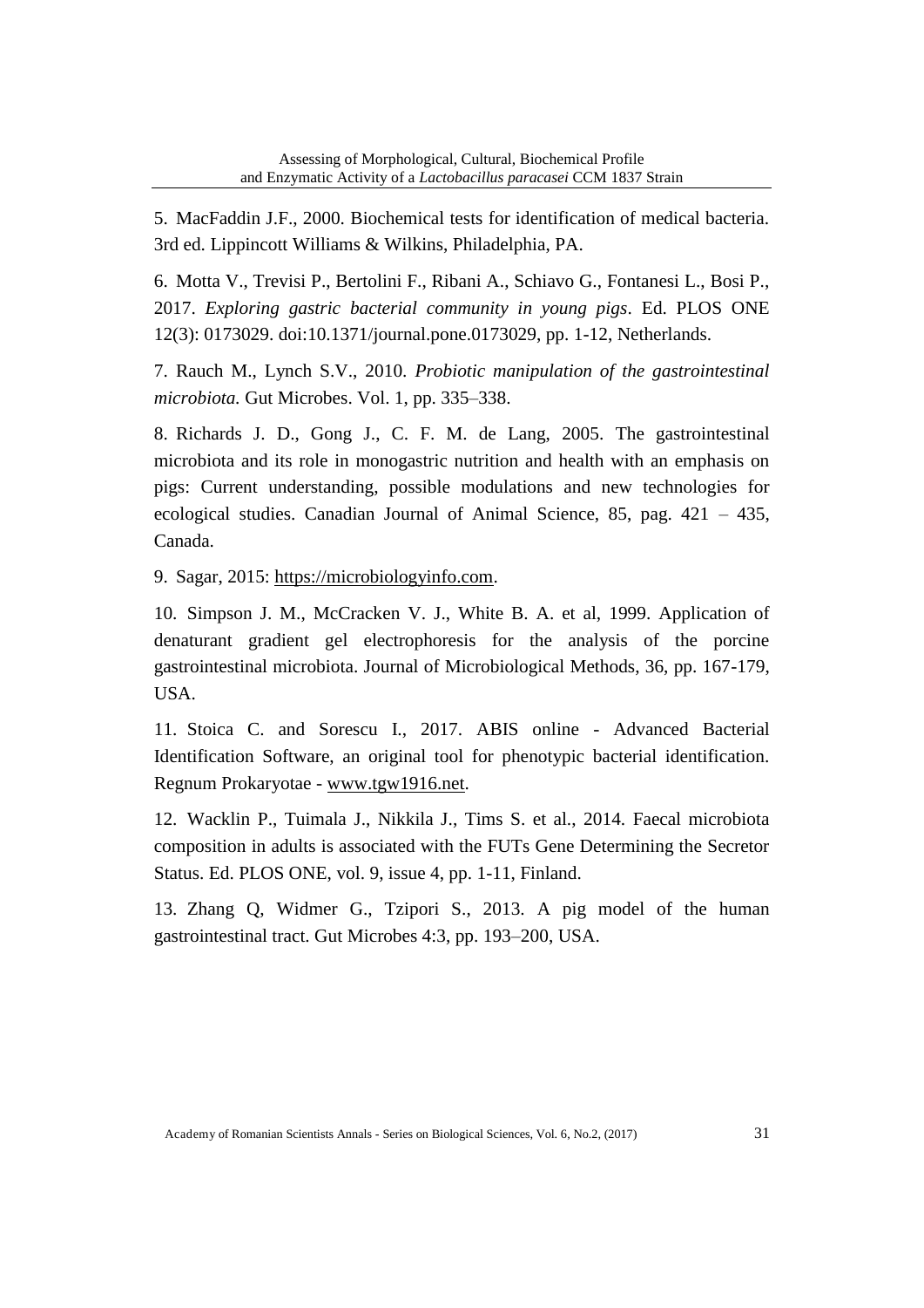5. MacFaddin J.F., 2000. Biochemical tests for identification of medical bacteria. 3rd ed. Lippincott Williams & Wilkins, Philadelphia, PA.

6. Motta V., Trevisi P., Bertolini F., Ribani A., Schiavo G., Fontanesi L., Bosi P., 2017. *Exploring gastric bacterial community in young pigs*. Ed. PLOS ONE 12(3): 0173029. doi:10.1371/journal.pone.0173029, pp. 1-12, Netherlands.

7. Rauch M., Lynch S.V., 2010. *Probiotic manipulation of the gastrointestinal microbiota.* Gut Microbes. Vol. 1, pp. 335–338.

8. Richards J. D., Gong J., C. F. M. de Lang, 2005. The gastrointestinal microbiota and its role in monogastric nutrition and health with an emphasis on pigs: Current understanding, possible modulations and new technologies for ecological studies. Canadian Journal of Animal Science, 85, pag. 421 – 435, Canada.

9. Sagar, 2015: https://microbiologyinfo.com.

10. Simpson J. M., McCracken V. J., White B. A. et al, 1999. Application of denaturant gradient gel electrophoresis for the analysis of the porcine gastrointestinal microbiota. Journal of Microbiological Methods, 36, pp. 167-179, USA.

11. Stoica C. and Sorescu I., 2017. ABIS online - Advanced Bacterial Identification Software, an original tool for phenotypic bacterial identification. Regnum Prokaryotae - www.tgw1916.net.

12. Wacklin P., Tuimala J., Nikkila J., Tims S. et al., 2014. Faecal microbiota composition in adults is associated with the FUTs Gene Determining the Secretor Status. Ed. PLOS ONE, vol. 9, issue 4, pp. 1-11, Finland.

13. Zhang Q, Widmer G., Tzipori S., 2013. A pig model of the human gastrointestinal tract. Gut Microbes 4:3, pp. 193–200, USA.